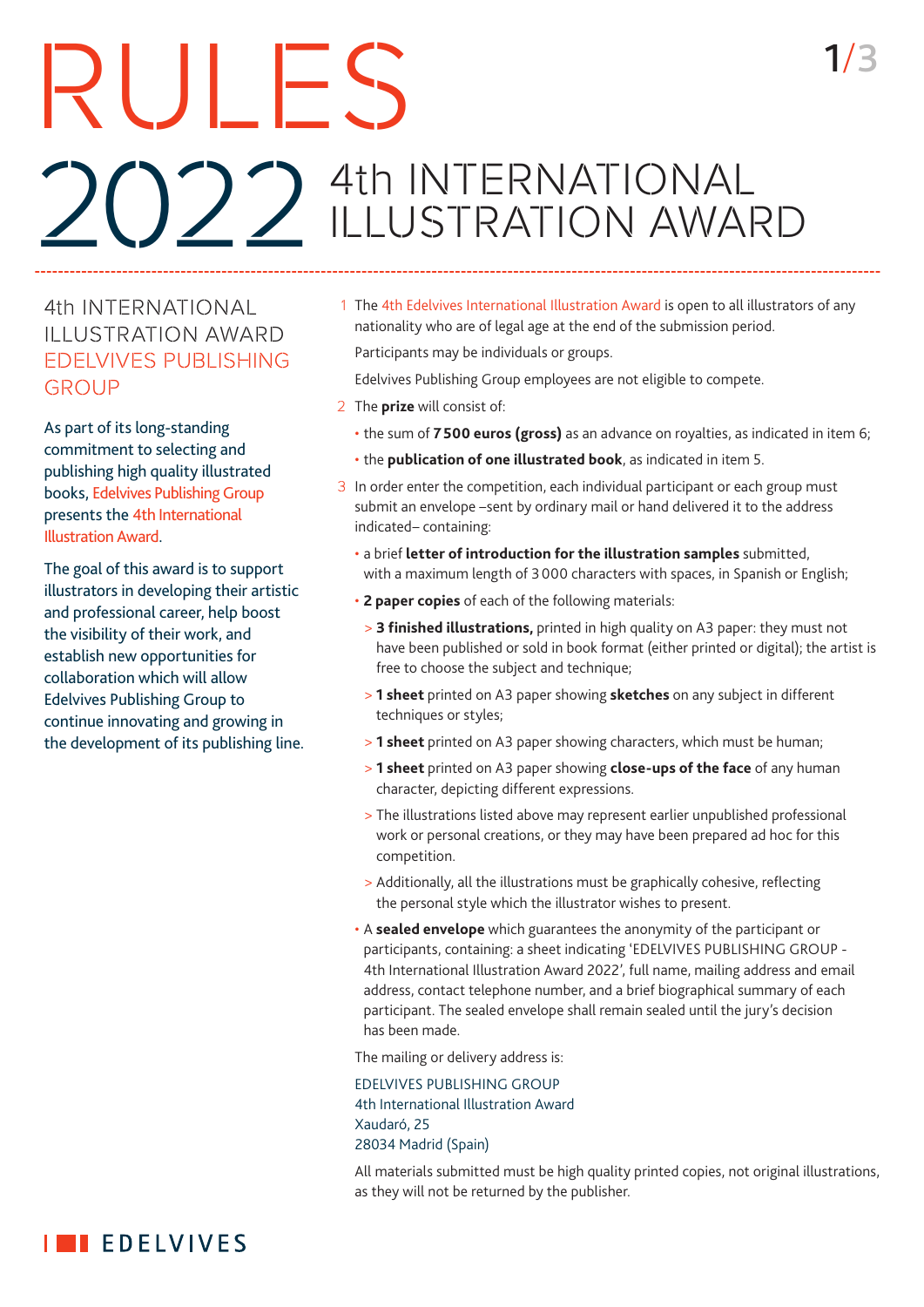# RULES 2022 4th INTERNATIONAL ILLUSTRATION AWARD

## 4th INTERNATIONAL ILLUSTRATION AWARD EDELVIVES PUBLISHING GROUP

As part of its long-standing commitment to selecting and publishing high quality illustrated books, Edelvives Publishing Group presents the 4th International Illustration Award.

The goal of this award is to support illustrators in developing their artistic and professional career, help boost the visibility of their work, and establish new opportunities for collaboration which will allow Edelvives Publishing Group to continue innovating and growing in the development of its publishing line.

1. The 4th Edelvives International Illustration Award is open to all illustrators of any nationality who are of legal age at the end of the submission period.

   Participants may be individuals or groups.

   Edelvives Publishing Group employees are not eligible to compete.

2. The **prize** will consist of:
   - the sum of **7 500 euros (gross)** as an advance on royalties, as indicated in item 6;
   - the **publication of one illustrated book**, as indicated in item 5.

3. In order enter the competition, each individual participant or each group must submit an envelope –sent by ordinary mail or hand delivered it to the address indicated– containing:
   - a brief **letter of introduction for the illustration samples** submitted, with a maximum length of 3 000 characters with spaces, in Spanish or English;
   - **2 paper copies** of each of the following materials:
     - **3 finished illustrations,** printed in high quality on A3 paper: they must not have been published or sold in book format (either printed or digital); the artist is free to choose the subject and technique;
     - **1 sheet** printed on A3 paper showing **sketches** on any subject in different techniques or styles;
     - **1 sheet** printed on A3 paper showing characters, which must be human;
     - **1 sheet** printed on A3 paper showing **close-ups of the face** of any human character, depicting different expressions.
     - The illustrations listed above may represent earlier unpublished professional work or personal creations, or they may have been prepared ad hoc for this competition.
     - Additionally, all the illustrations must be graphically cohesive, reflecting the personal style which the illustrator wishes to present.
   - A **sealed envelope** which guarantees the anonymity of the participant or participants, containing: a sheet indicating 'EDELVIVES PUBLISHING GROUP - 4th International Illustration Award 2022', full name, mailing address and email address, contact telephone number, and a brief biographical summary of each participant. The sealed envelope shall remain sealed until the jury's decision has been made.

   The mailing or delivery address is:

   EDELVIVES PUBLISHING GROUP
   4th International Illustration Award
   Xaudaró, 25
   28034 Madrid (Spain)

   All materials submitted must be high quality printed copies, not original illustrations, as they will not be returned by the publisher.

EDELVIVES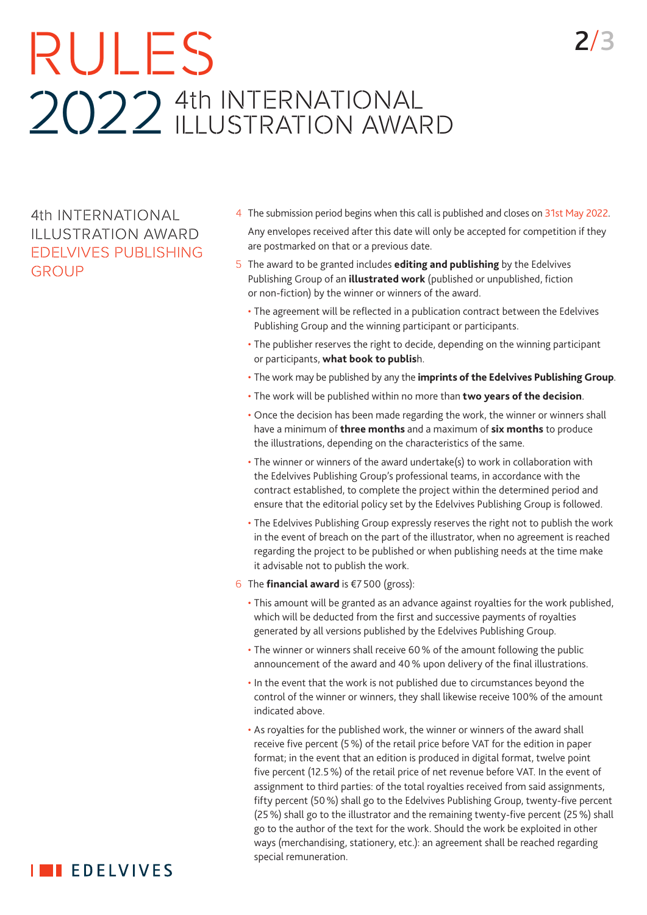# RULES 2022 4th INTERNATIONAL ILLUSTRATION AWARD

## 4th INTERNATIONAL ILLUSTRATION AWARD EDELVIVES PUBLISHING GROUP

4. The submission period begins when this call is published and closes on 31st May 2022.

   Any envelopes received after this date will only be accepted for competition if they are postmarked on that or a previous date.

5. The award to be granted includes **editing and publishing** by the Edelvives Publishing Group of an **illustrated work** (published or unpublished, fiction or non-fiction) by the winner or winners of the award.
   - The agreement will be reflected in a publication contract between the Edelvives Publishing Group and the winning participant or participants.
   - The publisher reserves the right to decide, depending on the winning participant or participants, **what book to publis**h.
   - The work may be published by any the **imprints of the Edelvives Publishing Group**.
   - The work will be published within no more than **two years of the decision**.
   - Once the decision has been made regarding the work, the winner or winners shall have a minimum of **three months** and a maximum of **six months** to produce the illustrations, depending on the characteristics of the same.
   - The winner or winners of the award undertake(s) to work in collaboration with the Edelvives Publishing Group's professional teams, in accordance with the contract established, to complete the project within the determined period and ensure that the editorial policy set by the Edelvives Publishing Group is followed.
   - The Edelvives Publishing Group expressly reserves the right not to publish the work in the event of breach on the part of the illustrator, when no agreement is reached regarding the project to be published or when publishing needs at the time make it advisable not to publish the work.

6. The **financial award** is €7 500 (gross):
   - This amount will be granted as an advance against royalties for the work published, which will be deducted from the first and successive payments of royalties generated by all versions published by the Edelvives Publishing Group.
   - The winner or winners shall receive 60 % of the amount following the public announcement of the award and 40 % upon delivery of the final illustrations.
   - In the event that the work is not published due to circumstances beyond the control of the winner or winners, they shall likewise receive 100% of the amount indicated above.
   - As royalties for the published work, the winner or winners of the award shall receive five percent (5 %) of the retail price before VAT for the edition in paper format; in the event that an edition is produced in digital format, twelve point five percent (12.5 %) of the retail price of net revenue before VAT. In the event of assignment to third parties: of the total royalties received from said assignments, fifty percent (50 %) shall go to the Edelvives Publishing Group, twenty-five percent (25 %) shall go to the illustrator and the remaining twenty-five percent (25 %) shall go to the author of the text for the work. Should the work be exploited in other ways (merchandising, stationery, etc.): an agreement shall be reached regarding special remuneration.

EDELVIVES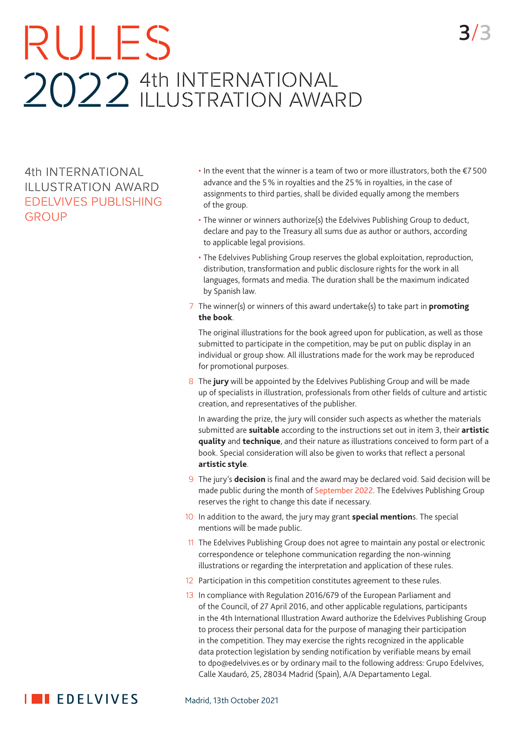# RULES

# 2022 4th INTERNATIONAL ILLUSTRATION AWARD

4th INTERNATIONAL ILLUSTRATION AWARD
EDELVIVES PUBLISHING GROUP

- In the event that the winner is a team of two or more illustrators, both the €7 500 advance and the 5 % in royalties and the 25 % in royalties, in the case of assignments to third parties, shall be divided equally among the members of the group.
- The winner or winners authorize(s) the Edelvives Publishing Group to deduct, declare and pay to the Treasury all sums due as author or authors, according to applicable legal provisions.
- The Edelvives Publishing Group reserves the global exploitation, reproduction, distribution, transformation and public disclosure rights for the work in all languages, formats and media. The duration shall be the maximum indicated by Spanish law.

7 The winner(s) or winners of this award undertake(s) to take part in **promoting the book**.

The original illustrations for the book agreed upon for publication, as well as those submitted to participate in the competition, may be put on public display in an individual or group show. All illustrations made for the work may be reproduced for promotional purposes.

8 The **jury** will be appointed by the Edelvives Publishing Group and will be made up of specialists in illustration, professionals from other fields of culture and artistic creation, and representatives of the publisher.

In awarding the prize, the jury will consider such aspects as whether the materials submitted are **suitable** according to the instructions set out in item 3, their **artistic quality** and **technique**, and their nature as illustrations conceived to form part of a book. Special consideration will also be given to works that reflect a personal **artistic style**.

9 The jury's **decision** is final and the award may be declared void. Said decision will be made public during the month of September 2022. The Edelvives Publishing Group reserves the right to change this date if necessary.

10 In addition to the award, the jury may grant **special mention**s. The special mentions will be made public.

11 The Edelvives Publishing Group does not agree to maintain any postal or electronic correspondence or telephone communication regarding the non-winning illustrations or regarding the interpretation and application of these rules.

12 Participation in this competition constitutes agreement to these rules.

13 In compliance with Regulation 2016/679 of the European Parliament and of the Council, of 27 April 2016, and other applicable regulations, participants in the 4th International Illustration Award authorize the Edelvives Publishing Group to process their personal data for the purpose of managing their participation in the competition. They may exercise the rights recognized in the applicable data protection legislation by sending notification by verifiable means by email to dpo@edelvives.es or by ordinary mail to the following address: Grupo Edelvives, Calle Xaudaró, 25, 28034 Madrid (Spain), A/A Departamento Legal.

EDELVIVES

Madrid, 13th October 2021